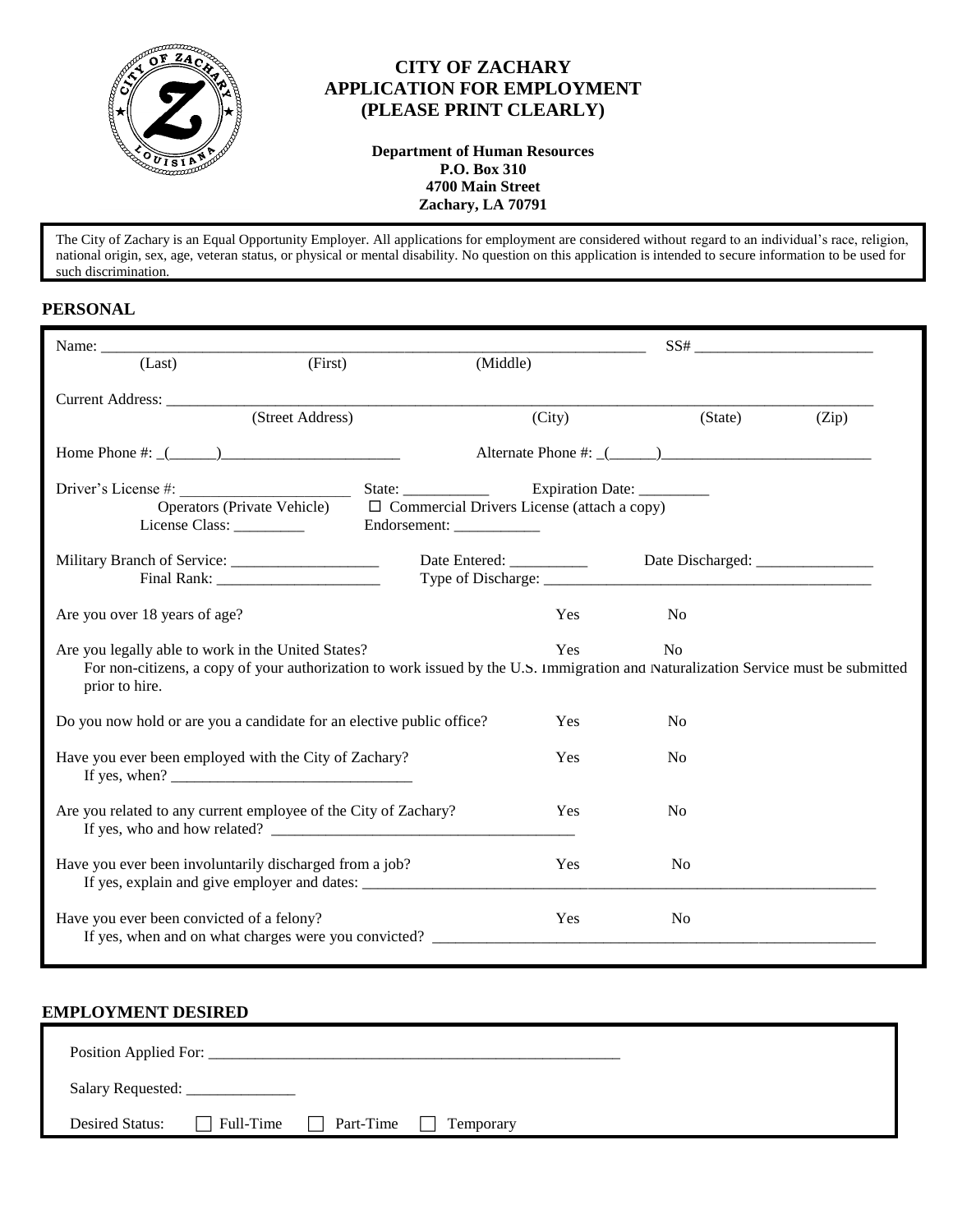# CITY OF ZACHARY
# APPLICATION FOR EMPLOYMENT
# (PLEASE PRINT CLEARLY)

**Department of Human Resources**
**P.O. Box 310**
**4700 Main Street**
**Zachary, LA 70791**

The City of Zachary is an Equal Opportunity Employer. All applications for employment are considered without regard to an individual's race, religion, national origin, sex, age, veteran status, or physical or mental disability. No question on this application is intended to secure information to be used for such discrimination.

## PERSONAL

Name: ______________________________________________ SS# ____________________
(Last) (First) (Middle)

Current Address: ____________________________________________________________
(Street Address) (City) (State) (Zip)

Home Phone #: (______)____________________ Alternate Phone #: (______)______________________

Driver's License #: ____________________ State: __________ Expiration Date: ________
Operators (Private Vehicle) ☐ Commercial Drivers License (attach a copy)
License Class: ________ Endorsement: __________

Military Branch of Service: __________________ Date Entered: _________ Date Discharged: ______________
Final Rank: ____________________ Type of Discharge: ________________________________________

Are you over 18 years of age? Yes No

Are you legally able to work in the United States? Yes No
For non-citizens, a copy of your authorization to work issued by the U.S. Immigration and Naturalization Service must be submitted prior to hire.

Do you now hold or are you a candidate for an elective public office? Yes No

Have you ever been employed with the City of Zachary? Yes No
If yes, when? ____________________________

Are you related to any current employee of the City of Zachary? Yes No
If yes, who and how related? ____________________________________

Have you ever been involuntarily discharged from a job? Yes No
If yes, explain and give employer and dates: ______________________________________________

Have you ever been convicted of a felony? Yes No
If yes, when and on what charges were you convicted? ______________________________________

## EMPLOYMENT DESIRED

Position Applied For: __________________________________________________

Salary Requested: _____________

Desired Status: ☐ Full-Time ☐ Part-Time ☐ Temporary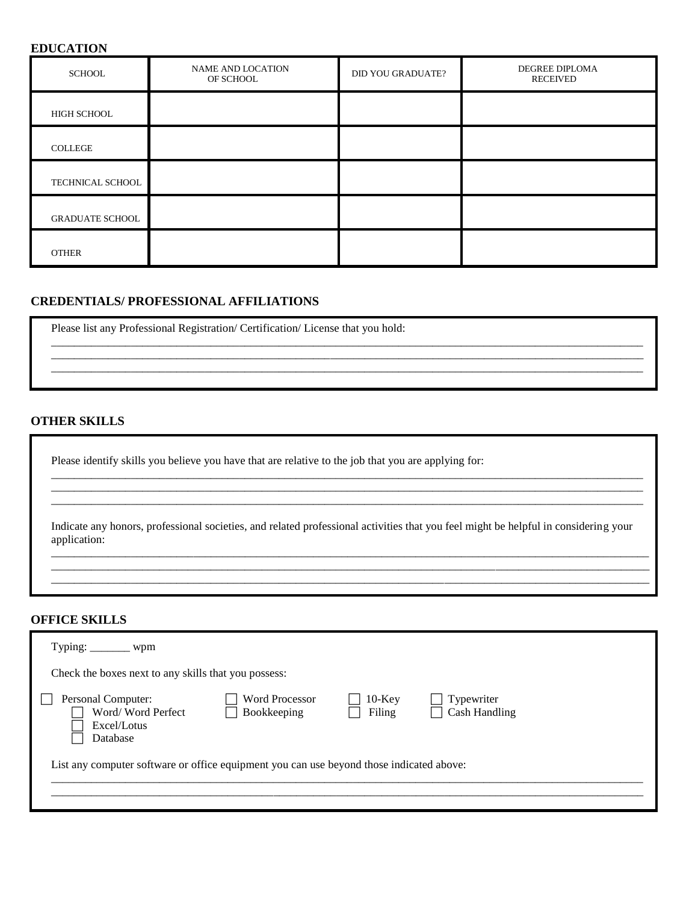## EDUCATION

| SCHOOL | NAME AND LOCATION OF SCHOOL | DID YOU GRADUATE? | DEGREE DIPLOMA RECEIVED |
|---|---|---|---|
| HIGH SCHOOL | | | |
| COLLEGE | | | |
| TECHNICAL SCHOOL | | | |
| GRADUATE SCHOOL | | | |
| OTHER | | | |

## CREDENTIALS/ PROFESSIONAL AFFILIATIONS

Please list any Professional Registration/ Certification/ License that you hold:

______________________________________________________________________________________________

______________________________________________________________________________________________

______________________________________________________________________________________________

## OTHER SKILLS

Please identify skills you believe you have that are relative to the job that you are applying for:

______________________________________________________________________________________________

______________________________________________________________________________________________

______________________________________________________________________________________________

Indicate any honors, professional societies, and related professional activities that you feel might be helpful in considering your application:

______________________________________________________________________________________________

______________________________________________________________________________________________

______________________________________________________________________________________________

## OFFICE SKILLS

Typing: _______ wpm

Check the boxes next to any skills that you possess:

- ☐ Personal Computer:
  - ☐ Word/ Word Perfect
  - ☐ Excel/Lotus
  - ☐ Database
- ☐ Word Processor
- ☐ Bookkeeping
- ☐ 10-Key
- ☐ Filing
- ☐ Typewriter
- ☐ Cash Handling

List any computer software or office equipment you can use beyond those indicated above:

______________________________________________________________________________________________

______________________________________________________________________________________________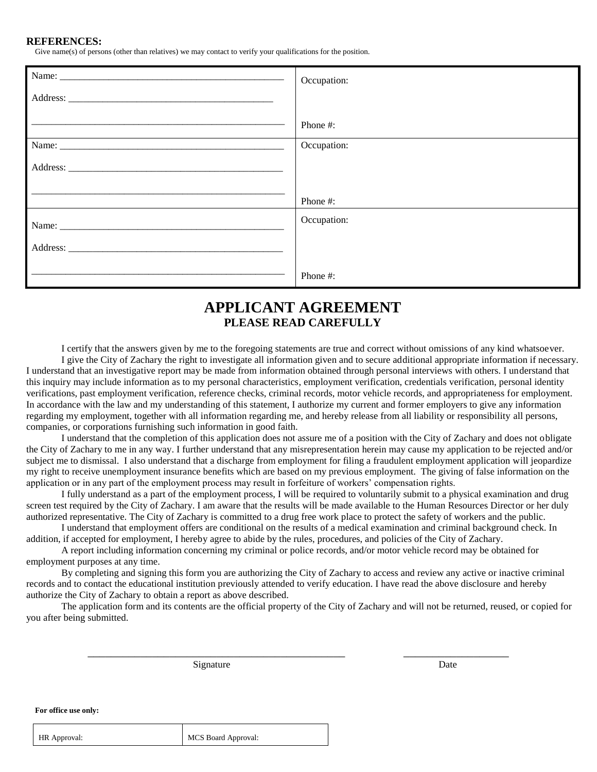**REFERENCES:**

Give name(s) of persons (other than relatives) we may contact to verify your qualifications for the position.

| | |
|---|---|
| Name: _______________________________________________<br>Address: __________________________________________<br>_____________________________________________________ | Occupation:<br><br>Phone #: |
| Name: _______________________________________________<br>Address: ____________________________________________<br>_____________________________________________________ | Occupation:<br><br>Phone #: |
| Name: _______________________________________________<br>Address: ____________________________________________<br>_____________________________________________________ | Occupation:<br><br>Phone #: |

# APPLICANT AGREEMENT

**PLEASE READ CAREFULLY**

I certify that the answers given by me to the foregoing statements are true and correct without omissions of any kind whatsoever.

I give the City of Zachary the right to investigate all information given and to secure additional appropriate information if necessary. I understand that an investigative report may be made from information obtained through personal interviews with others. I understand that this inquiry may include information as to my personal characteristics, employment verification, credentials verification, personal identity verifications, past employment verification, reference checks, criminal records, motor vehicle records, and appropriateness for employment. In accordance with the law and my understanding of this statement, I authorize my current and former employers to give any information regarding my employment, together with all information regarding me, and hereby release from all liability or responsibility all persons, companies, or corporations furnishing such information in good faith.

I understand that the completion of this application does not assure me of a position with the City of Zachary and does not obligate the City of Zachary to me in any way. I further understand that any misrepresentation herein may cause my application to be rejected and/or subject me to dismissal. I also understand that a discharge from employment for filing a fraudulent employment application will jeopardize my right to receive unemployment insurance benefits which are based on my previous employment. The giving of false information on the application or in any part of the employment process may result in forfeiture of workers' compensation rights.

I fully understand as a part of the employment process, I will be required to voluntarily submit to a physical examination and drug screen test required by the City of Zachary. I am aware that the results will be made available to the Human Resources Director or her duly authorized representative. The City of Zachary is committed to a drug free work place to protect the safety of workers and the public.

I understand that employment offers are conditional on the results of a medical examination and criminal background check. In addition, if accepted for employment, I hereby agree to abide by the rules, procedures, and policies of the City of Zachary.

A report including information concerning my criminal or police records, and/or motor vehicle record may be obtained for employment purposes at any time.

By completing and signing this form you are authorizing the City of Zachary to access and review any active or inactive criminal records and to contact the educational institution previously attended to verify education. I have read the above disclosure and hereby authorize the City of Zachary to obtain a report as above described.

The application form and its contents are the official property of the City of Zachary and will not be returned, reused, or copied for you after being submitted.

_____________________________________________________ Signature

______________________ Date

**For office use only:**

| | |
|---|---|
| HR Approval: | MCS Board Approval: |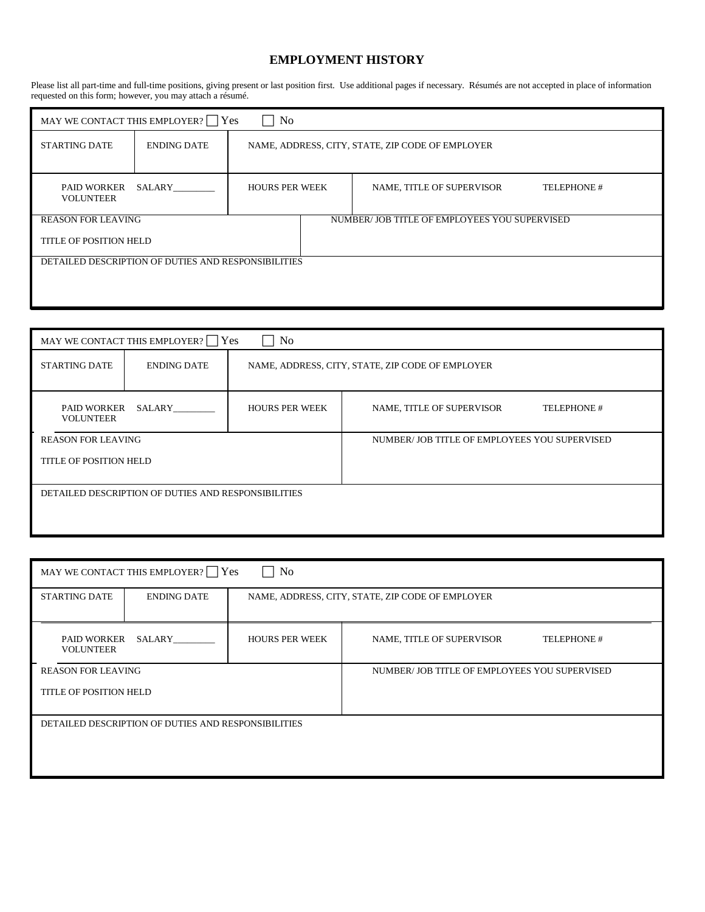# EMPLOYMENT HISTORY

Please list all part-time and full-time positions, giving present or last position first. Use additional pages if necessary. Résumés are not accepted in place of information requested on this form; however, you may attach a résumé.

| | | | | |
|---|---|---|---|---|
| MAY WE CONTACT THIS EMPLOYER? ☐ Yes ☐ No | | | | |
| STARTING DATE | ENDING DATE | NAME, ADDRESS, CITY, STATE, ZIP CODE OF EMPLOYER | | |
| PAID WORKER SALARY_________ VOLUNTEER | | HOURS PER WEEK | NAME, TITLE OF SUPERVISOR | TELEPHONE # |
| REASON FOR LEAVING TITLE OF POSITION HELD | | | NUMBER/ JOB TITLE OF EMPLOYEES YOU SUPERVISED | |
| DETAILED DESCRIPTION OF DUTIES AND RESPONSIBILITIES | | | | |

| | | | | |
|---|---|---|---|---|
| MAY WE CONTACT THIS EMPLOYER? ☐ Yes ☐ No | | | | |
| STARTING DATE | ENDING DATE | NAME, ADDRESS, CITY, STATE, ZIP CODE OF EMPLOYER | | |
| PAID WORKER SALARY_________ VOLUNTEER | | HOURS PER WEEK | NAME, TITLE OF SUPERVISOR | TELEPHONE # |
| REASON FOR LEAVING TITLE OF POSITION HELD | | | NUMBER/ JOB TITLE OF EMPLOYEES YOU SUPERVISED | |
| DETAILED DESCRIPTION OF DUTIES AND RESPONSIBILITIES | | | | |

| | | | | |
|---|---|---|---|---|
| MAY WE CONTACT THIS EMPLOYER? ☐ Yes ☐ No | | | | |
| STARTING DATE | ENDING DATE | NAME, ADDRESS, CITY, STATE, ZIP CODE OF EMPLOYER | | |
| PAID WORKER SALARY_________ VOLUNTEER | | HOURS PER WEEK | NAME, TITLE OF SUPERVISOR | TELEPHONE # |
| REASON FOR LEAVING TITLE OF POSITION HELD | | | NUMBER/ JOB TITLE OF EMPLOYEES YOU SUPERVISED | |
| DETAILED DESCRIPTION OF DUTIES AND RESPONSIBILITIES | | | | |